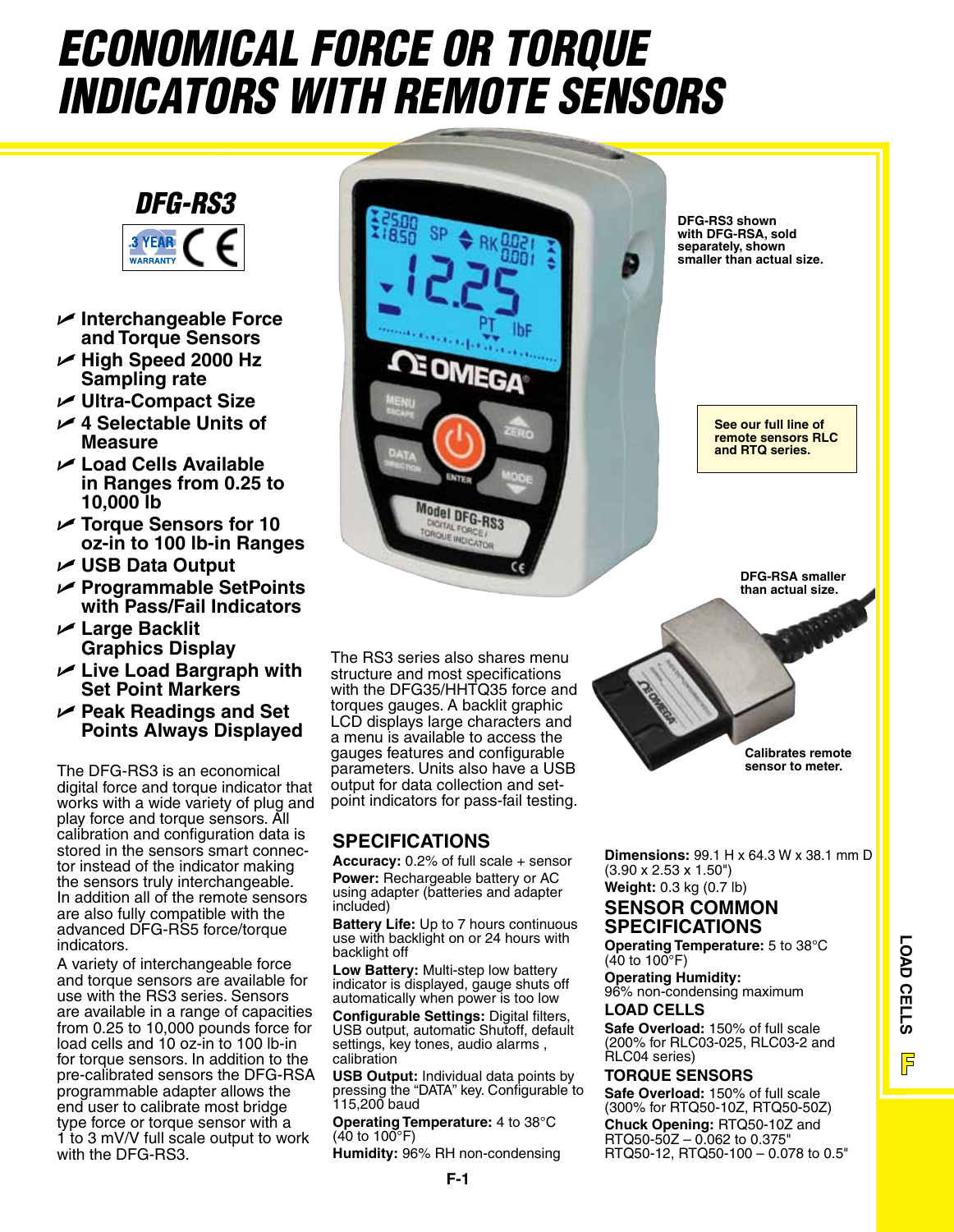# ECONOMICAL FORCE OR TORQUE INDICATORS WITH REMOTE SENSORS

## DFG-RS3

3 YEAR WARRANTY

- Interchangeable Force and Torque Sensors
- High Speed 2000 Hz Sampling rate
- Ultra-Compact Size
- 4 Selectable Units of Measure
- Load Cells Available in Ranges from 0.25 to 10,000 lb
- Torque Sensors for 10 oz-in to 100 lb-in Ranges
- USB Data Output
- Programmable SetPoints with Pass/Fail Indicators
- Large Backlit Graphics Display
- Live Load Bargraph with Set Point Markers
- Peak Readings and Set Points Always Displayed

The DFG-RS3 is an economical digital force and torque indicator that works with a wide variety of plug and play force and torque sensors. All calibration and configuration data is stored in the sensors smart connector instead of the indicator making the sensors truly interchangeable. In addition all of the remote sensors are also fully compatible with the advanced DFG-RS5 force/torque indicators.

A variety of interchangeable force and torque sensors are available for use with the RS3 series. Sensors are available in a range of capacities from 0.25 to 10,000 pounds force for load cells and 10 oz-in to 100 lb-in for torque sensors. In addition to the pre-calibrated sensors the DFG-RSA programmable adapter allows the end user to calibrate most bridge type force or torque sensor with a 1 to 3 mV/V full scale output to work with the DFG-RS3.

DFG-RS3 shown with DFG-RSA, sold separately, shown smaller than actual size.

See our full line of remote sensors RLC and RTQ series.

DFG-RSA smaller than actual size.

Calibrates remote sensor to meter.

The RS3 series also shares menu structure and most specifications with the DFG35/HHTQ35 force and torques gauges. A backlit graphic LCD displays large characters and a menu is available to access the gauges features and configurable parameters. Units also have a USB output for data collection and set-point indicators for pass-fail testing.

## SPECIFICATIONS

**Accuracy:** 0.2% of full scale + sensor

**Power:** Rechargeable battery or AC using adapter (batteries and adapter included)

**Battery Life:** Up to 7 hours continuous use with backlight on or 24 hours with backlight off

**Low Battery:** Multi-step low battery indicator is displayed, gauge shuts off automatically when power is too low

**Configurable Settings:** Digital filters, USB output, automatic Shutoff, default settings, key tones, audio alarms , calibration

**USB Output:** Individual data points by pressing the "DATA" key. Configurable to 115,200 baud

**Operating Temperature:** 4 to 38°C (40 to 100°F)

**Humidity:** 96% RH non-condensing

**Dimensions:** 99.1 H x 64.3 W x 38.1 mm D (3.90 x 2.53 x 1.50")

**Weight:** 0.3 kg (0.7 lb)

## SENSOR COMMON SPECIFICATIONS

**Operating Temperature:** 5 to 38°C (40 to 100°F)

**Operating Humidity:** 96% non-condensing maximum

### LOAD CELLS

**Safe Overload:** 150% of full scale (200% for RLC03-025, RLC03-2 and RLC04 series)

### TORQUE SENSORS

**Safe Overload:** 150% of full scale (300% for RTQ50-10Z, RTQ50-50Z)

**Chuck Opening:** RTQ50-10Z and RTQ50-50Z – 0.062 to 0.375" RTQ50-12, RTQ50-100 – 0.078 to 0.5"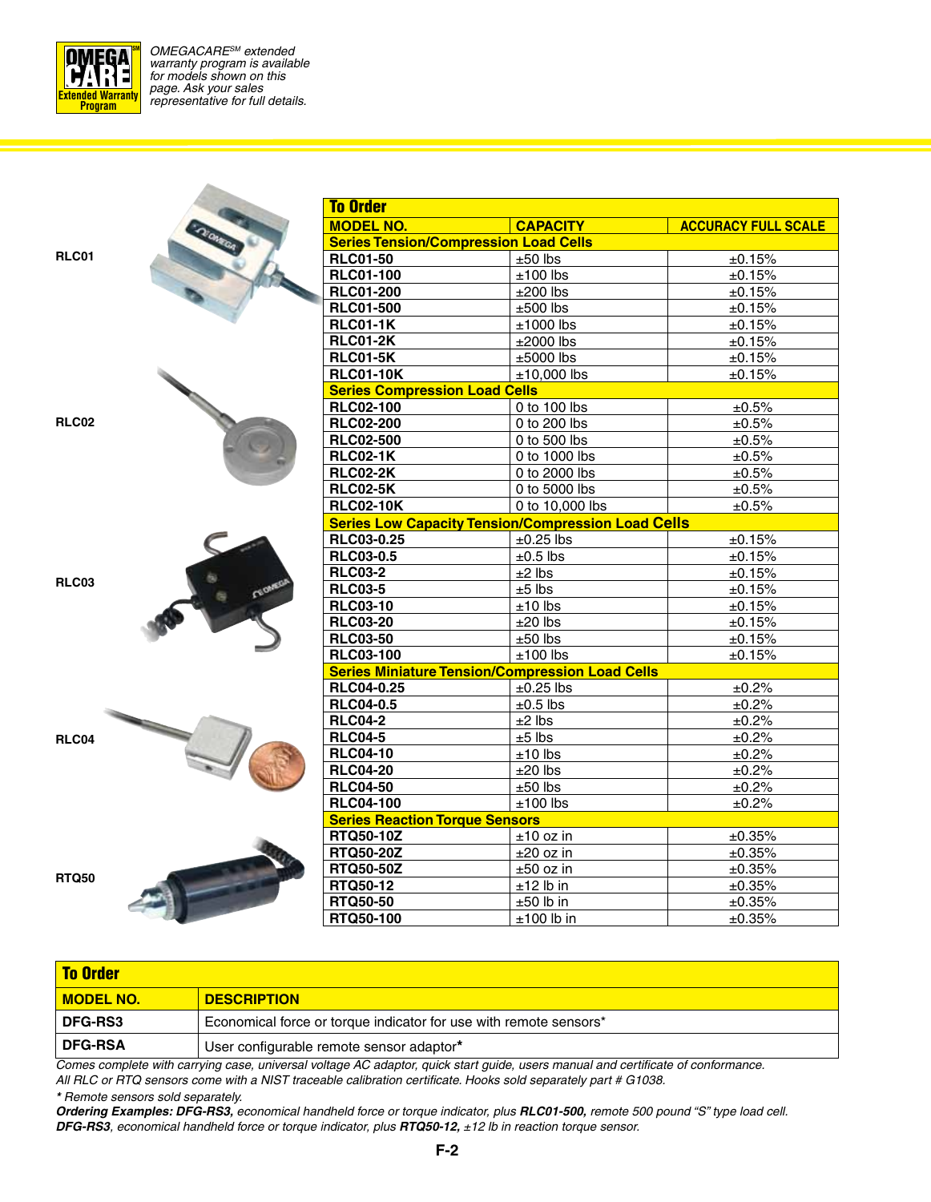*OMEGACARE℠ extended warranty program is available for models shown on this page. Ask your sales representative for full details.*

RLC01

RLC02

RLC03

RLC04

RTQ50

## To Order

| MODEL NO. | CAPACITY | ACCURACY FULL SCALE |
|---|---|---|
| **Series Tension/Compression Load Cells** | | |
| **RLC01-50** | ±50 lbs | ±0.15% |
| **RLC01-100** | ±100 lbs | ±0.15% |
| **RLC01-200** | ±200 lbs | ±0.15% |
| **RLC01-500** | ±500 lbs | ±0.15% |
| **RLC01-1K** | ±1000 lbs | ±0.15% |
| **RLC01-2K** | ±2000 lbs | ±0.15% |
| **RLC01-5K** | ±5000 lbs | ±0.15% |
| **RLC01-10K** | ±10,000 lbs | ±0.15% |
| **Series Compression Load Cells** | | |
| **RLC02-100** | 0 to 100 lbs | ±0.5% |
| **RLC02-200** | 0 to 200 lbs | ±0.5% |
| **RLC02-500** | 0 to 500 lbs | ±0.5% |
| **RLC02-1K** | 0 to 1000 lbs | ±0.5% |
| **RLC02-2K** | 0 to 2000 lbs | ±0.5% |
| **RLC02-5K** | 0 to 5000 lbs | ±0.5% |
| **RLC02-10K** | 0 to 10,000 lbs | ±0.5% |
| **Series Low Capacity Tension/Compression Load Cells** | | |
| **RLC03-0.25** | ±0.25 lbs | ±0.15% |
| **RLC03-0.5** | ±0.5 lbs | ±0.15% |
| **RLC03-2** | ±2 lbs | ±0.15% |
| **RLC03-5** | ±5 lbs | ±0.15% |
| **RLC03-10** | ±10 lbs | ±0.15% |
| **RLC03-20** | ±20 lbs | ±0.15% |
| **RLC03-50** | ±50 lbs | ±0.15% |
| **RLC03-100** | ±100 lbs | ±0.15% |
| **Series Miniature Tension/Compression Load Cells** | | |
| **RLC04-0.25** | ±0.25 lbs | ±0.2% |
| **RLC04-0.5** | ±0.5 lbs | ±0.2% |
| **RLC04-2** | ±2 lbs | ±0.2% |
| **RLC04-5** | ±5 lbs | ±0.2% |
| **RLC04-10** | ±10 lbs | ±0.2% |
| **RLC04-20** | ±20 lbs | ±0.2% |
| **RLC04-50** | ±50 lbs | ±0.2% |
| **RLC04-100** | ±100 lbs | ±0.2% |
| **Series Reaction Torque Sensors** | | |
| **RTQ50-10Z** | ±10 oz in | ±0.35% |
| **RTQ50-20Z** | ±20 oz in | ±0.35% |
| **RTQ50-50Z** | ±50 oz in | ±0.35% |
| **RTQ50-12** | ±12 lb in | ±0.35% |
| **RTQ50-50** | ±50 lb in | ±0.35% |
| **RTQ50-100** | ±100 lb in | ±0.35% |

## To Order

| MODEL NO. | DESCRIPTION |
|---|---|
| **DFG-RS3** | Economical force or torque indicator for use with remote sensors* |
| **DFG-RSA** | User configurable remote sensor adaptor* |

*Comes complete with carrying case, universal voltage AC adaptor, quick start guide, users manual and certificate of conformance.*
*All RLC or RTQ sensors come with a NIST traceable calibration certificate. Hooks sold separately part # G1038.*

*\* Remote sensors sold separately.*

***Ordering Examples: DFG-RS3,** economical handheld force or torque indicator, plus **RLC01-500,** remote 500 pound "S" type load cell.*
***DFG-RS3**, economical handheld force or torque indicator, plus **RTQ50-12,** ±12 lb in reaction torque sensor.*